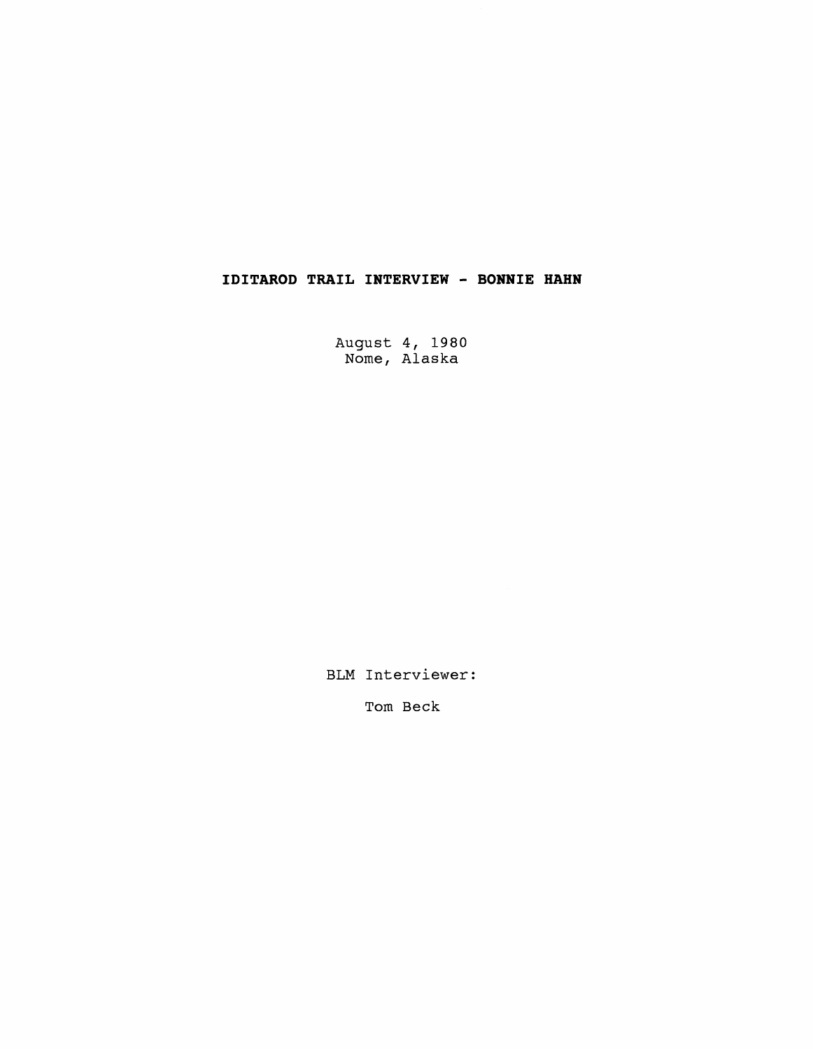# IDITAROD TRAIL INTERVIEW - BONNIE HAHN

August 4, 1980
Nome, Alaska

BLM Interviewer:

Tom Beck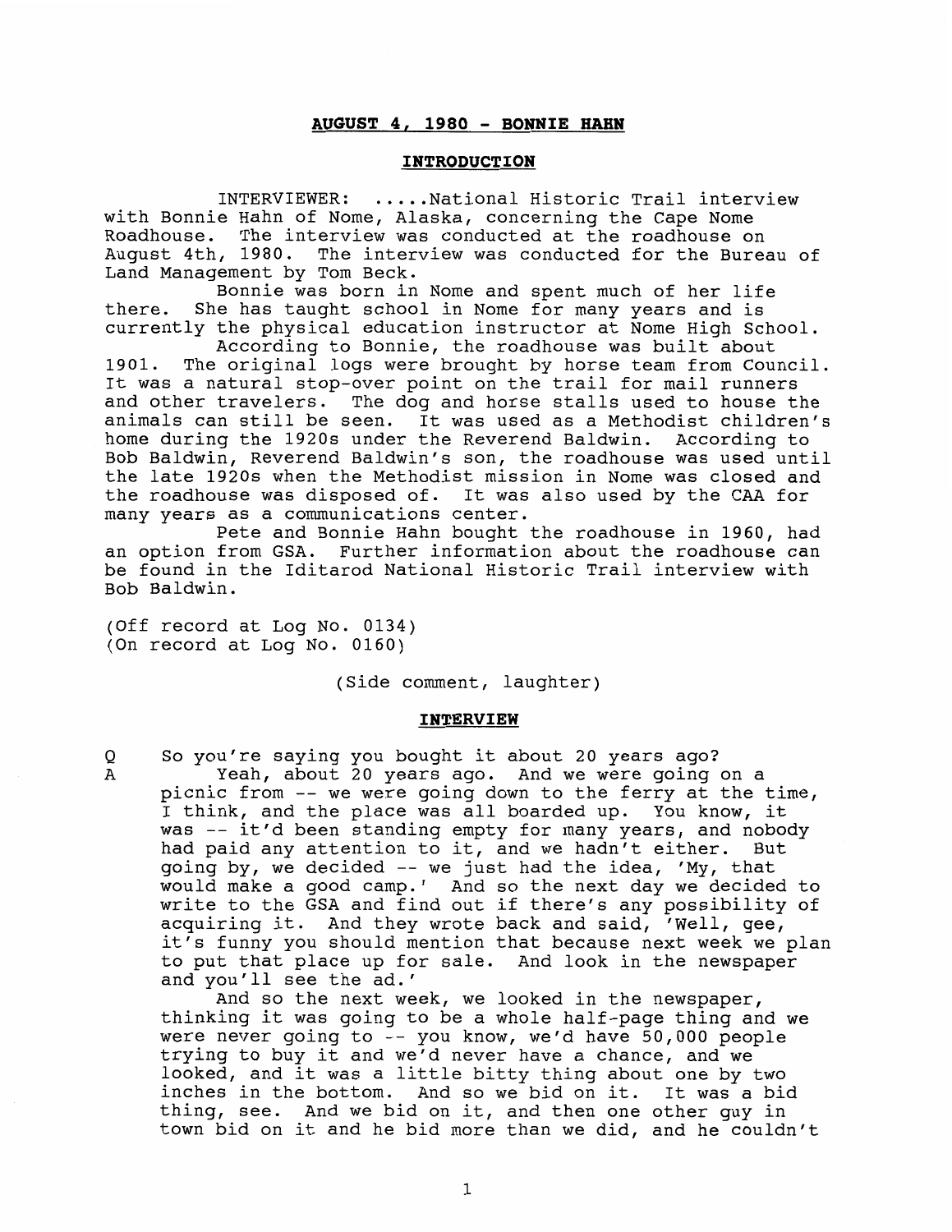## AUGUST 4, 1980 - BONNIE HAHN

### INTRODUCTION

INTERVIEWER: .....National Historic Trail interview with Bonnie Hahn of Nome, Alaska, concerning the Cape Nome Roadhouse. The interview was conducted at the roadhouse on August 4th, 1980. The interview was conducted for the Bureau of Land Management by Tom Beck.

Bonnie was born in Nome and spent much of her life there. She has taught school in Nome for many years and is currently the physical education instructor at Nome High School.

According to Bonnie, the roadhouse was built about 1901. The original logs were brought by horse team from Council. It was a natural stop-over point on the trail for mail runners and other travelers. The dog and horse stalls used to house the animals can still be seen. It was used as a Methodist children's home during the 1920s under the Reverend Baldwin. According to Bob Baldwin, Reverend Baldwin's son, the roadhouse was used until the late 1920s when the Methodist mission in Nome was closed and the roadhouse was disposed of. It was also used by the CAA for many years as a communications center.

Pete and Bonnie Hahn bought the roadhouse in 1960, had an option from GSA. Further information about the roadhouse can be found in the Iditarod National Historic Trail interview with Bob Baldwin.

(Off record at Log No. 0134)
(On record at Log No. 0160)

(Side comment, laughter)

### INTERVIEW

Q So you're saying you bought it about 20 years ago?

A Yeah, about 20 years ago. And we were going on a picnic from -- we were going down to the ferry at the time, I think, and the place was all boarded up. You know, it was -- it'd been standing empty for many years, and nobody had paid any attention to it, and we hadn't either. But going by, we decided -- we just had the idea, 'My, that would make a good camp.' And so the next day we decided to write to the GSA and find out if there's any possibility of acquiring it. And they wrote back and said, 'Well, gee, it's funny you should mention that because next week we plan to put that place up for sale. And look in the newspaper and you'll see the ad.'

And so the next week, we looked in the newspaper, thinking it was going to be a whole half-page thing and we were never going to -- you know, we'd have 50,000 people trying to buy it and we'd never have a chance, and we looked, and it was a little bitty thing about one by two inches in the bottom. And so we bid on it. It was a bid thing, see. And we bid on it, and then one other guy in town bid on it and he bid more than we did, and he couldn't